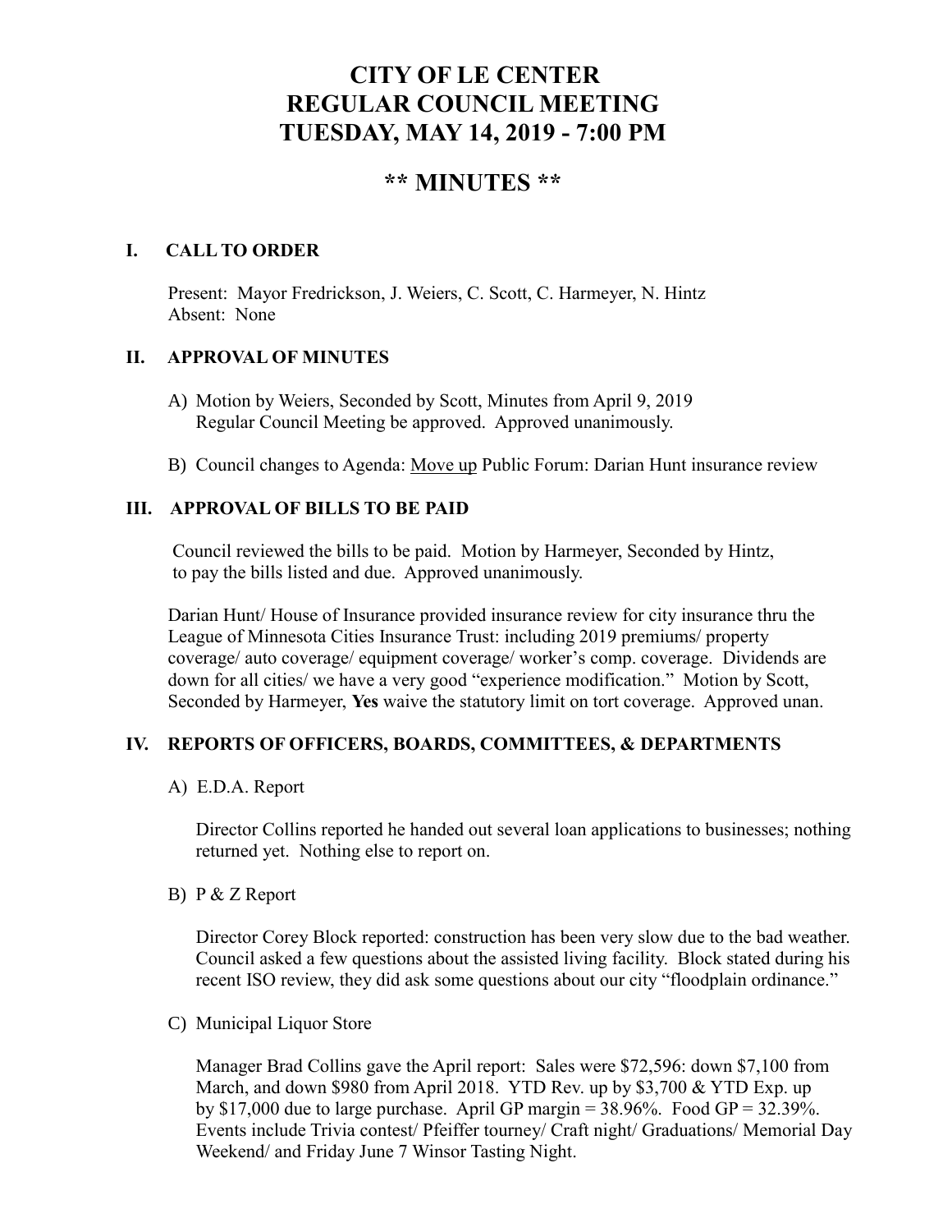# CITY OF LE CENTER
# REGULAR COUNCIL MEETING
# TUESDAY, MAY 14, 2019 - 7:00 PM

## ** MINUTES **

### I. CALL TO ORDER

Present: Mayor Fredrickson, J. Weiers, C. Scott, C. Harmeyer, N. Hintz
Absent: None

### II. APPROVAL OF MINUTES

A) Motion by Weiers, Seconded by Scott, Minutes from April 9, 2019 Regular Council Meeting be approved. Approved unanimously.

B) Council changes to Agenda: Move up Public Forum: Darian Hunt insurance review

### III. APPROVAL OF BILLS TO BE PAID

Council reviewed the bills to be paid. Motion by Harmeyer, Seconded by Hintz, to pay the bills listed and due. Approved unanimously.

Darian Hunt/ House of Insurance provided insurance review for city insurance thru the League of Minnesota Cities Insurance Trust: including 2019 premiums/ property coverage/ auto coverage/ equipment coverage/ worker's comp. coverage. Dividends are down for all cities/ we have a very good "experience modification." Motion by Scott, Seconded by Harmeyer, **Yes** waive the statutory limit on tort coverage. Approved unan.

### IV. REPORTS OF OFFICERS, BOARDS, COMMITTEES, & DEPARTMENTS

A) E.D.A. Report

Director Collins reported he handed out several loan applications to businesses; nothing returned yet. Nothing else to report on.

B) P & Z Report

Director Corey Block reported: construction has been very slow due to the bad weather. Council asked a few questions about the assisted living facility. Block stated during his recent ISO review, they did ask some questions about our city "floodplain ordinance."

C) Municipal Liquor Store

Manager Brad Collins gave the April report: Sales were $72,596: down $7,100 from March, and down $980 from April 2018. YTD Rev. up by $3,700 & YTD Exp. up by $17,000 due to large purchase. April GP margin = 38.96%. Food GP = 32.39%. Events include Trivia contest/ Pfeiffer tourney/ Craft night/ Graduations/ Memorial Day Weekend/ and Friday June 7 Winsor Tasting Night.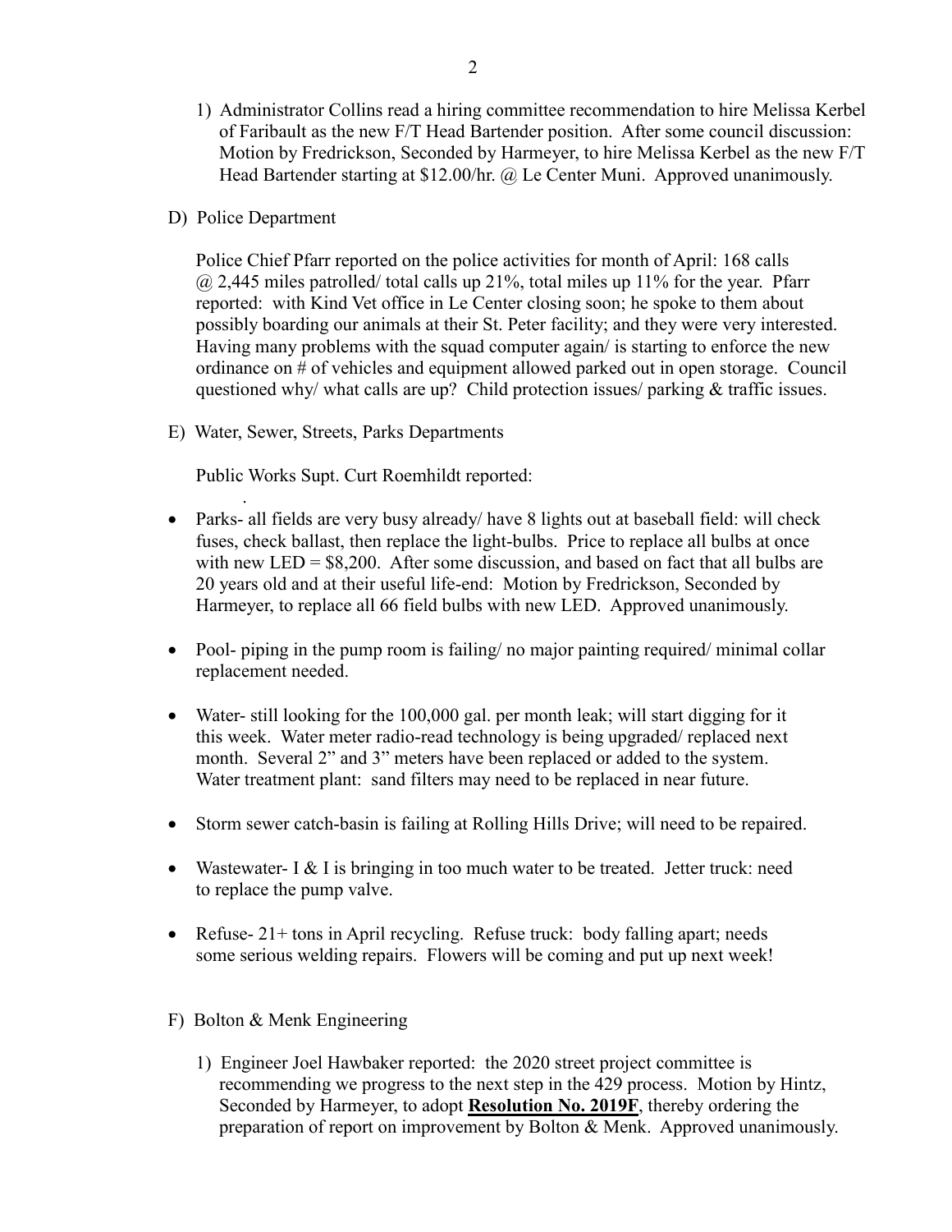1) Administrator Collins read a hiring committee recommendation to hire Melissa Kerbel of Faribault as the new F/T Head Bartender position. After some council discussion: Motion by Fredrickson, Seconded by Harmeyer, to hire Melissa Kerbel as the new F/T Head Bartender starting at $12.00/hr. @ Le Center Muni. Approved unanimously.

D) Police Department

Police Chief Pfarr reported on the police activities for month of April: 168 calls @ 2,445 miles patrolled/ total calls up 21%, total miles up 11% for the year. Pfarr reported: with Kind Vet office in Le Center closing soon; he spoke to them about possibly boarding our animals at their St. Peter facility; and they were very interested. Having many problems with the squad computer again/ is starting to enforce the new ordinance on # of vehicles and equipment allowed parked out in open storage. Council questioned why/ what calls are up? Child protection issues/ parking & traffic issues.

E) Water, Sewer, Streets, Parks Departments

Public Works Supt. Curt Roemhildt reported:

- Parks- all fields are very busy already/ have 8 lights out at baseball field: will check fuses, check ballast, then replace the light-bulbs. Price to replace all bulbs at once with new LED = $8,200. After some discussion, and based on fact that all bulbs are 20 years old and at their useful life-end: Motion by Fredrickson, Seconded by Harmeyer, to replace all 66 field bulbs with new LED. Approved unanimously.

- Pool- piping in the pump room is failing/ no major painting required/ minimal collar replacement needed.

- Water- still looking for the 100,000 gal. per month leak; will start digging for it this week. Water meter radio-read technology is being upgraded/ replaced next month. Several 2" and 3" meters have been replaced or added to the system. Water treatment plant: sand filters may need to be replaced in near future.

- Storm sewer catch-basin is failing at Rolling Hills Drive; will need to be repaired.

- Wastewater- I & I is bringing in too much water to be treated. Jetter truck: need to replace the pump valve.

- Refuse- 21+ tons in April recycling. Refuse truck: body falling apart; needs some serious welding repairs. Flowers will be coming and put up next week!

F) Bolton & Menk Engineering

1) Engineer Joel Hawbaker reported: the 2020 street project committee is recommending we progress to the next step in the 429 process. Motion by Hintz, Seconded by Harmeyer, to adopt **Resolution No. 2019F**, thereby ordering the preparation of report on improvement by Bolton & Menk. Approved unanimously.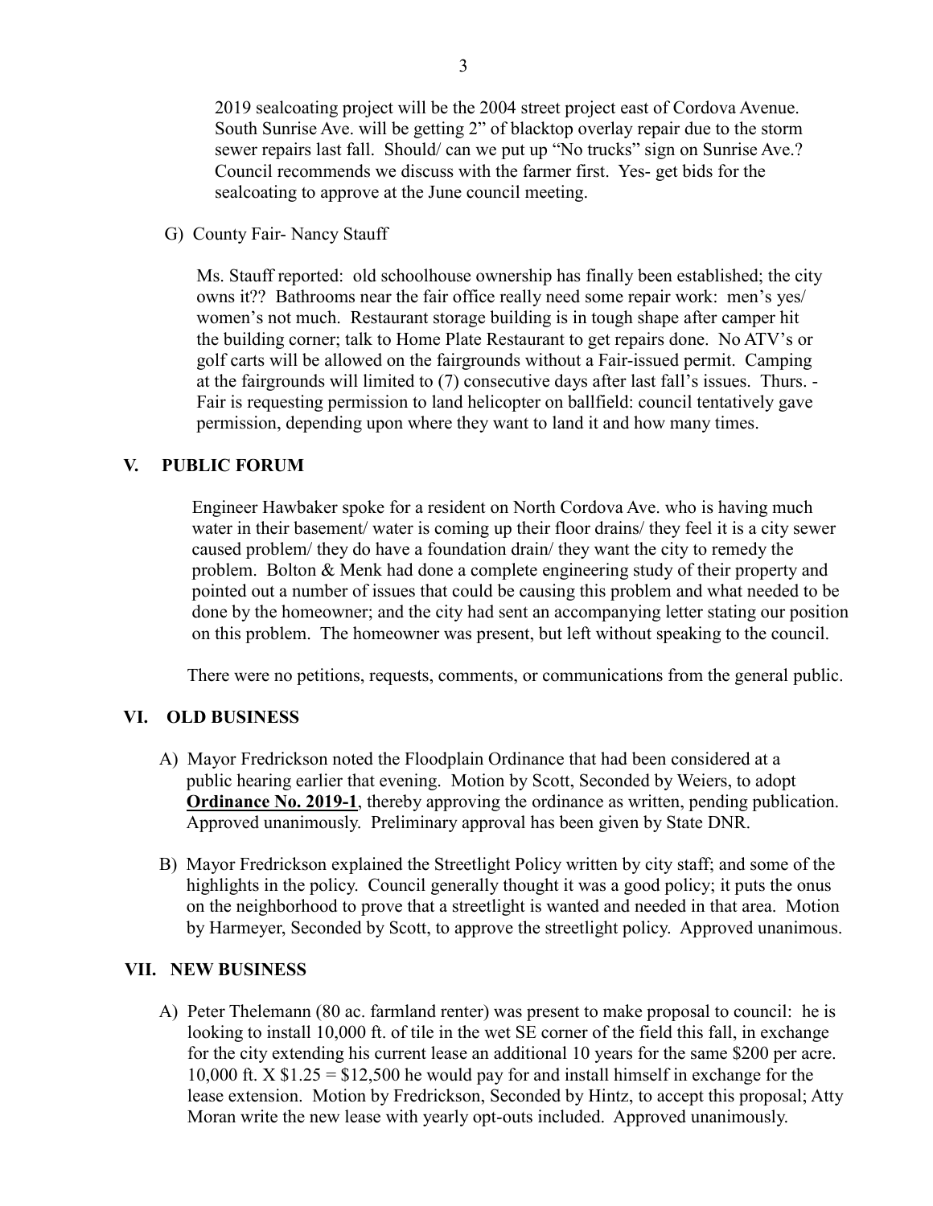2019 sealcoating project will be the 2004 street project east of Cordova Avenue. South Sunrise Ave. will be getting 2" of blacktop overlay repair due to the storm sewer repairs last fall. Should/ can we put up "No trucks" sign on Sunrise Ave.? Council recommends we discuss with the farmer first. Yes- get bids for the sealcoating to approve at the June council meeting.

G) County Fair- Nancy Stauff

Ms. Stauff reported: old schoolhouse ownership has finally been established; the city owns it?? Bathrooms near the fair office really need some repair work: men's yes/ women's not much. Restaurant storage building is in tough shape after camper hit the building corner; talk to Home Plate Restaurant to get repairs done. No ATV's or golf carts will be allowed on the fairgrounds without a Fair-issued permit. Camping at the fairgrounds will limited to (7) consecutive days after last fall's issues. Thurs. - Fair is requesting permission to land helicopter on ballfield: council tentatively gave permission, depending upon where they want to land it and how many times.

## V. PUBLIC FORUM

Engineer Hawbaker spoke for a resident on North Cordova Ave. who is having much water in their basement/ water is coming up their floor drains/ they feel it is a city sewer caused problem/ they do have a foundation drain/ they want the city to remedy the problem. Bolton & Menk had done a complete engineering study of their property and pointed out a number of issues that could be causing this problem and what needed to be done by the homeowner; and the city had sent an accompanying letter stating our position on this problem. The homeowner was present, but left without speaking to the council.

There were no petitions, requests, comments, or communications from the general public.

## VI. OLD BUSINESS

A) Mayor Fredrickson noted the Floodplain Ordinance that had been considered at a public hearing earlier that evening. Motion by Scott, Seconded by Weiers, to adopt **Ordinance No. 2019-1**, thereby approving the ordinance as written, pending publication. Approved unanimously. Preliminary approval has been given by State DNR.

B) Mayor Fredrickson explained the Streetlight Policy written by city staff; and some of the highlights in the policy. Council generally thought it was a good policy; it puts the onus on the neighborhood to prove that a streetlight is wanted and needed in that area. Motion by Harmeyer, Seconded by Scott, to approve the streetlight policy. Approved unanimous.

## VII. NEW BUSINESS

A) Peter Thelemann (80 ac. farmland renter) was present to make proposal to council: he is looking to install 10,000 ft. of tile in the wet SE corner of the field this fall, in exchange for the city extending his current lease an additional 10 years for the same $200 per acre. 10,000 ft. X $1.25 = $12,500 he would pay for and install himself in exchange for the lease extension. Motion by Fredrickson, Seconded by Hintz, to accept this proposal; Atty Moran write the new lease with yearly opt-outs included. Approved unanimously.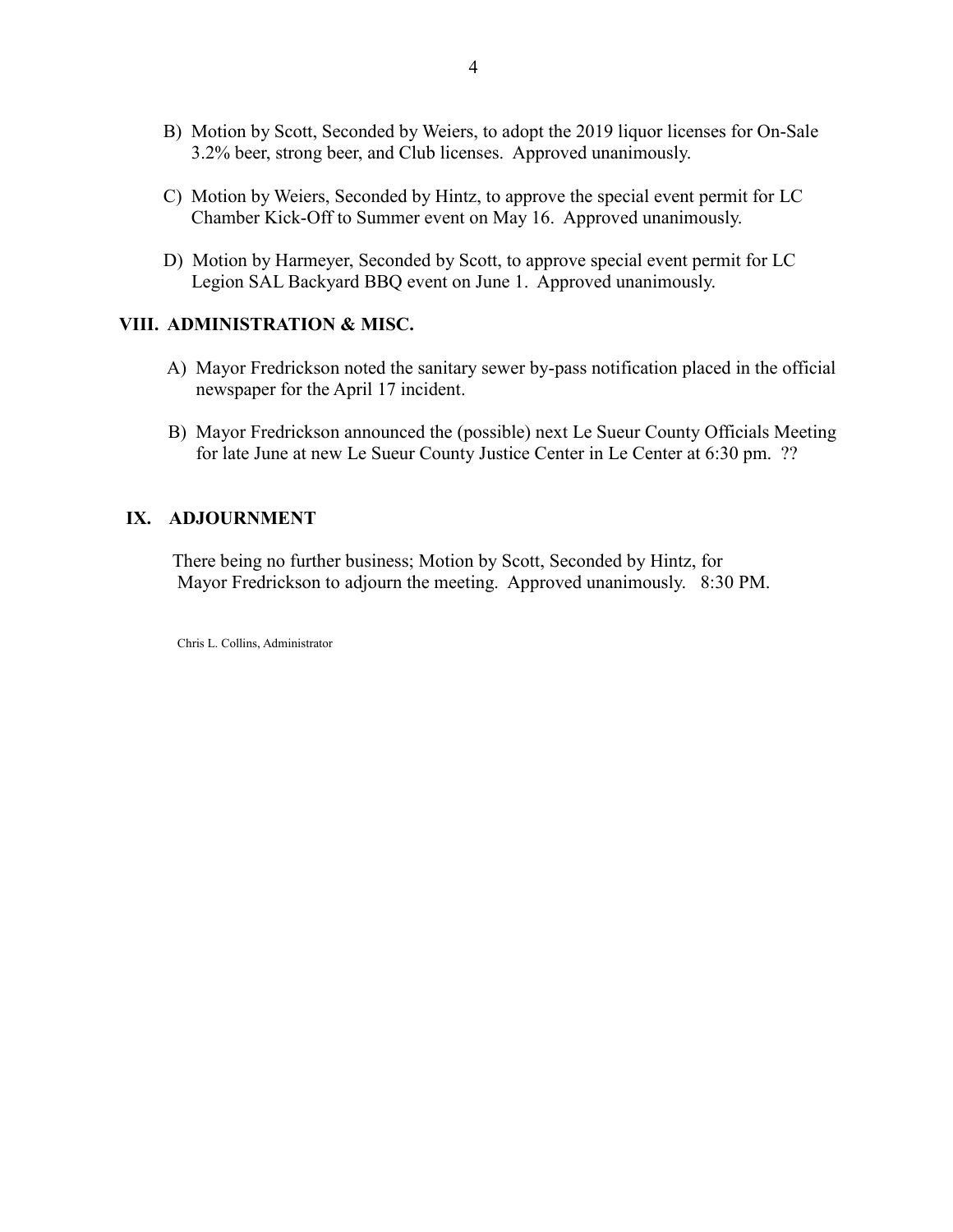B) Motion by Scott, Seconded by Weiers, to adopt the 2019 liquor licenses for On-Sale 3.2% beer, strong beer, and Club licenses. Approved unanimously.

C) Motion by Weiers, Seconded by Hintz, to approve the special event permit for LC Chamber Kick-Off to Summer event on May 16. Approved unanimously.

D) Motion by Harmeyer, Seconded by Scott, to approve special event permit for LC Legion SAL Backyard BBQ event on June 1. Approved unanimously.

## VIII. ADMINISTRATION & MISC.

A) Mayor Fredrickson noted the sanitary sewer by-pass notification placed in the official newspaper for the April 17 incident.

B) Mayor Fredrickson announced the (possible) next Le Sueur County Officials Meeting for late June at new Le Sueur County Justice Center in Le Center at 6:30 pm. ??

## IX. ADJOURNMENT

There being no further business; Motion by Scott, Seconded by Hintz, for Mayor Fredrickson to adjourn the meeting. Approved unanimously. 8:30 PM.

Chris L. Collins, Administrator